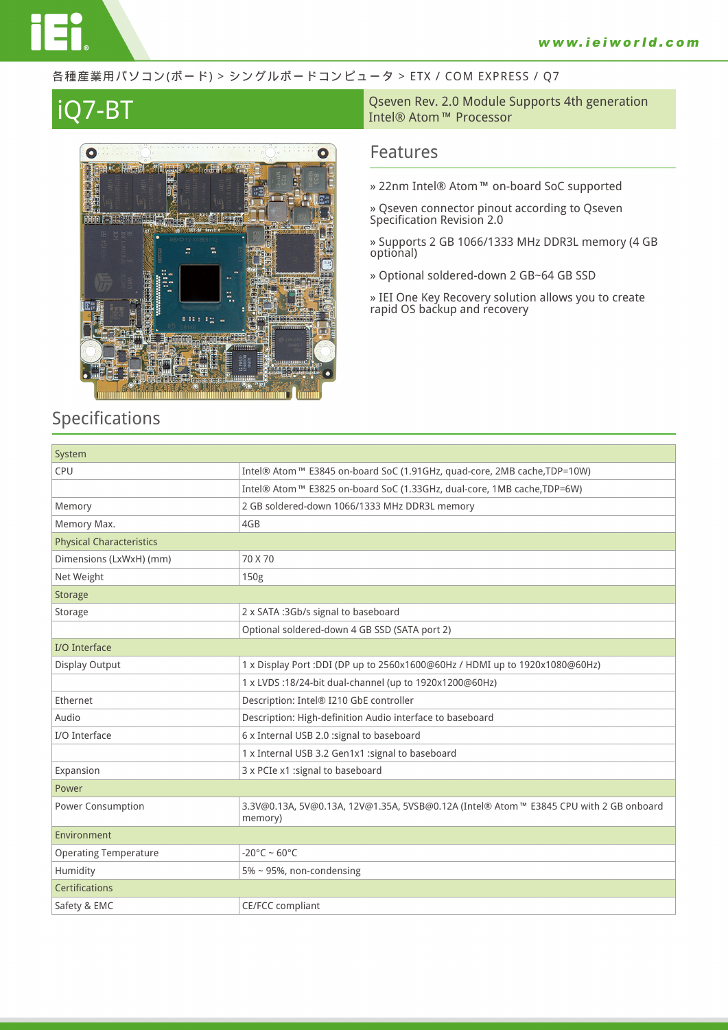各種産業用パソコン(ボード) > シングルボードコンピュータ > ETX / COM EXPRESS / Q7

# iQ7-BT

Qseven Rev. 2.0 Module Supports 4th generation Intel® Atom™ Processor

## Features

- » 22nm Intel® Atom™ on-board SoC supported
- » Qseven connector pinout according to Qseven Specification Revision 2.0
- » Supports 2 GB 1066/1333 MHz DDR3L memory (4 GB optional)
- » Optional soldered-down 2 GB~64 GB SSD
- » IEI One Key Recovery solution allows you to create rapid OS backup and recovery

## Specifications

| | |
|---|---|
| **System** | |
| CPU | Intel® Atom™ E3845 on-board SoC (1.91GHz, quad-core, 2MB cache,TDP=10W) |
| | Intel® Atom™ E3825 on-board SoC (1.33GHz, dual-core, 1MB cache,TDP=6W) |
| Memory | 2 GB soldered-down 1066/1333 MHz DDR3L memory |
| Memory Max. | 4GB |
| **Physical Characteristics** | |
| Dimensions (LxWxH) (mm) | 70 X 70 |
| Net Weight | 150g |
| **Storage** | |
| Storage | 2 x SATA :3Gb/s signal to baseboard |
| | Optional soldered-down 4 GB SSD (SATA port 2) |
| **I/O Interface** | |
| Display Output | 1 x Display Port :DDI (DP up to 2560x1600@60Hz / HDMI up to 1920x1080@60Hz) |
| | 1 x LVDS :18/24-bit dual-channel (up to 1920x1200@60Hz) |
| Ethernet | Description: Intel® I210 GbE controller |
| Audio | Description: High-definition Audio interface to baseboard |
| I/O Interface | 6 x Internal USB 2.0 :signal to baseboard |
| | 1 x Internal USB 3.2 Gen1x1 :signal to baseboard |
| Expansion | 3 x PCIe x1 :signal to baseboard |
| **Power** | |
| Power Consumption | 3.3V@0.13A, 5V@0.13A, 12V@1.35A, 5VSB@0.12A (Intel® Atom™ E3845 CPU with 2 GB onboard memory) |
| **Environment** | |
| Operating Temperature | -20°C ~ 60°C |
| Humidity | 5% ~ 95%, non-condensing |
| **Certifications** | |
| Safety & EMC | CE/FCC compliant |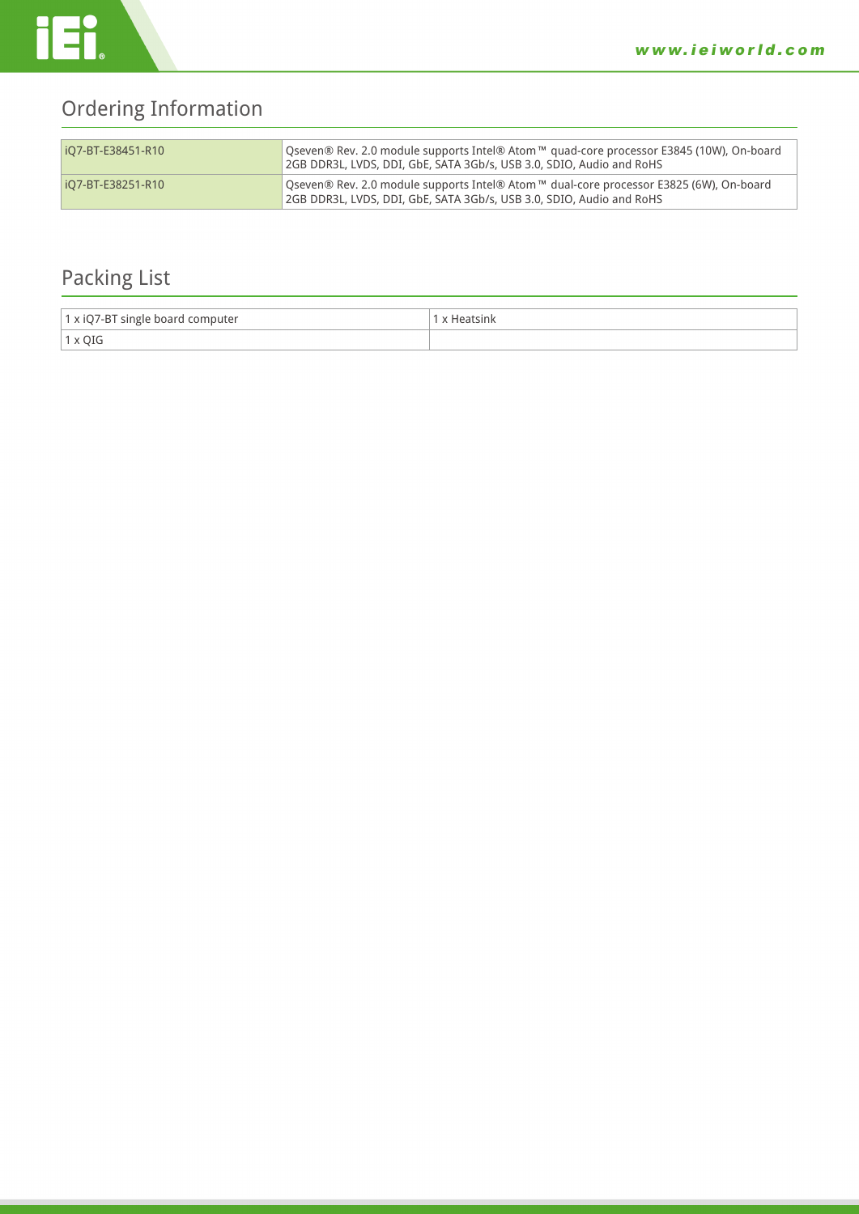## Ordering Information

| | |
|---|---|
| iQ7-BT-E38451-R10 | Qseven® Rev. 2.0 module supports Intel® Atom™ quad-core processor E3845 (10W), On-board 2GB DDR3L, LVDS, DDI, GbE, SATA 3Gb/s, USB 3.0, SDIO, Audio and RoHS |
| iQ7-BT-E38251-R10 | Qseven® Rev. 2.0 module supports Intel® Atom™ dual-core processor E3825 (6W), On-board 2GB DDR3L, LVDS, DDI, GbE, SATA 3Gb/s, USB 3.0, SDIO, Audio and RoHS |

## Packing List

| | |
|---|---|
| 1 x iQ7-BT single board computer | 1 x Heatsink |
| 1 x QIG | |